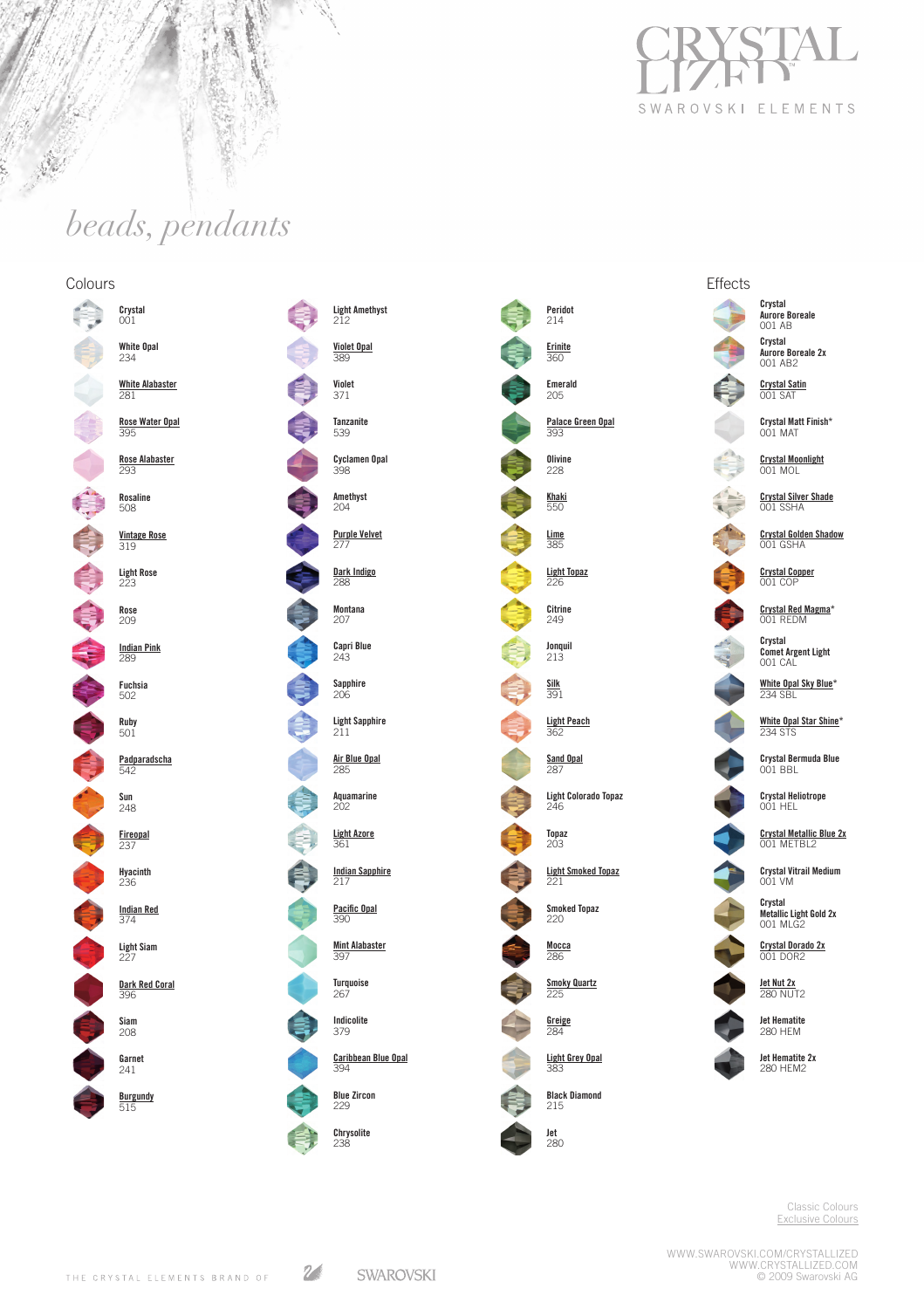CRYSTALLIZED™

SWAROVSKI ELEMENTS

# *beads, pendants*

## Colours

- Crystal 001
- White Opal 234
- White Alabaster 281
- Rose Water Opal 395
- Rose Alabaster 293
- Rosaline 508
- Vintage Rose 319
- Light Rose 223
- Rose 209
- Indian Pink 289
- Fuchsia 502
- Ruby 501
- Padparadscha 542
- Sun 248
- Fireopal 237
- Hyacinth 236
- Indian Red 374
- Light Siam 227
- Dark Red Coral 396
- Siam 208
- Garnet 241
- Burgundy 515
- Light Amethyst 212
- Violet Opal 389
- Violet 371
- Tanzanite 539
- Cyclamen Opal 398
- Amethyst 204
- Purple Velvet 277
- Dark Indigo 288
- Montana 207
- Capri Blue 243
- Sapphire 206
- Light Sapphire 211
- Air Blue Opal 285
- Aquamarine 202
- Light Azore 361
- Indian Sapphire 217
- Pacific Opal 390
- Mint Alabaster 397
- Turquoise 267
- Indicolite 379
- Caribbean Blue Opal 394
- Blue Zircon 229
- Chrysolite 238
- Peridot 214
- Erinite 360
- Emerald 205
- Palace Green Opal 393
- Olivine 228
- Khaki 550
- Lime 385
- Light Topaz 226
- Citrine 249
- Jonquil 213
- Silk 391
- Light Peach 362
- Sand Opal 287
- Light Colorado Topaz 246
- Topaz 203
- Light Smoked Topaz 221
- Smoked Topaz 220
- Mocca 286
- Smoky Quartz 225
- Greige 284
- Light Grey Opal 383
- Black Diamond 215
- Jet 280

## Effects

- Crystal Aurore Boreale 001 AB
- Crystal Aurore Boreale 2x 001 AB2
- Crystal Satin 001 SAT
- Crystal Matt Finish* 001 MAT
- Crystal Moonlight 001 MOL
- Crystal Silver Shade 001 SSHA
- Crystal Golden Shadow 001 GSHA
- Crystal Copper 001 COP
- Crystal Red Magma* 001 REDM
- Crystal Comet Argent Light 001 CAL
- White Opal Sky Blue* 234 SBL
- White Opal Star Shine* 234 STS
- Crystal Bermuda Blue 001 BBL
- Crystal Heliotrope 001 HEL
- Crystal Metallic Blue 2x 001 METBL2
- Crystal Vitrail Medium 001 VM
- Crystal Metallic Light Gold 2x 001 MLG2
- Crystal Dorado 2x 001 DOR2
- Jet Nut 2x 280 NUT2
- Jet Hematite 280 HEM
- Jet Hematite 2x 280 HEM2

Classic Colours
Exclusive Colours

WWW.SWAROVSKI.COM/CRYSTALLIZED
WWW.CRYSTALLIZED.COM
© 2009 Swarovski AG

THE CRYSTAL ELEMENTS BRAND OF SWAROVSKI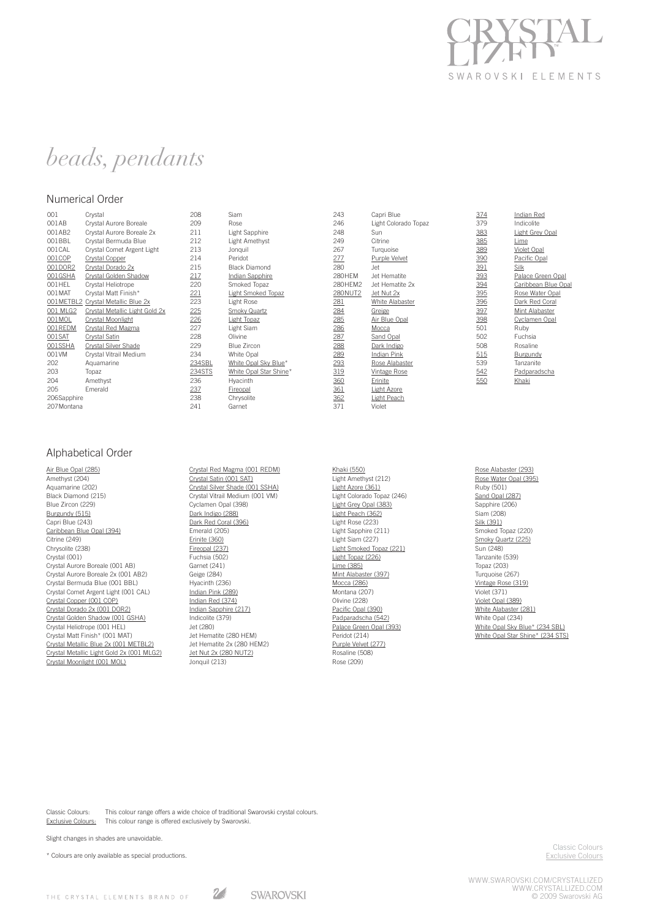CRYSTALLIZED™
SWAROVSKI ELEMENTS

# *beads, pendants*

## Numerical Order

| | |
|---|---|
| 001 | Crystal |
| 001AB | Crystal Aurore Boreale |
| 001AB2 | Crystal Aurore Boreale 2x |
| 001BBL | Crystal Bermuda Blue |
| 001CAL | Crystal Comet Argent Light |
| 001COP | Crystal Copper |
| 001DOR2 | Crystal Dorado 2x |
| 001GSHA | Crystal Golden Shadow |
| 001HEL | Crystal Heliotrope |
| 001MAT | Crystal Matt Finish* |
| 001METBL2 | Crystal Metallic Blue 2x |
| 001 MLG2 | Crystal Metallic Light Gold 2x |
| 001MOL | Crystal Moonlight |
| 001REDM | Crystal Red Magma |
| 001SAT | Crystal Satin |
| 001SSHA | Crystal Silver Shade |
| 001VM | Crystal Vitrail Medium |
| 202 | Aquamarine |
| 203 | Topaz |
| 204 | Amethyst |
| 205 | Emerald |
| 206 | Sapphire |
| 207 | Montana |
| 208 | Siam |
| 209 | Rose |
| 211 | Light Sapphire |
| 212 | Light Amethyst |
| 213 | Jonquil |
| 214 | Peridot |
| 215 | Black Diamond |
| 217 | Indian Sapphire |
| 220 | Smoked Topaz |
| 221 | Light Smoked Topaz |
| 223 | Light Rose |
| 225 | Smoky Quartz |
| 226 | Light Topaz |
| 227 | Light Siam |
| 228 | Olivine |
| 229 | Blue Zircon |
| 234 | White Opal |
| 234SBL | White Opal Sky Blue* |
| 234STS | White Opal Star Shine* |
| 236 | Hyacinth |
| 237 | Fireopal |
| 238 | Chrysolite |
| 241 | Garnet |
| 243 | Capri Blue |
| 246 | Light Colorado Topaz |
| 248 | Sun |
| 249 | Citrine |
| 267 | Turquoise |
| 277 | Purple Velvet |
| 280 | Jet |
| 280HEM | Jet Hematite |
| 280HEM2 | Jet Hematite 2x |
| 280NUT2 | Jet Nut 2x |
| 281 | White Alabaster |
| 284 | Greige |
| 285 | Air Blue Opal |
| 286 | Mocca |
| 287 | Sand Opal |
| 288 | Dark Indigo |
| 289 | Indian Pink |
| 293 | Rose Alabaster |
| 319 | Vintage Rose |
| 360 | Erinite |
| 361 | Light Azore |
| 362 | Light Peach |
| 371 | Violet |
| 374 | Indian Red |
| 379 | Indicolite |
| 383 | Light Grey Opal |
| 385 | Lime |
| 389 | Violet Opal |
| 390 | Pacific Opal |
| 391 | Silk |
| 393 | Palace Green Opal |
| 394 | Caribbean Blue Opal |
| 395 | Rose Water Opal |
| 396 | Dark Red Coral |
| 397 | Mint Alabaster |
| 398 | Cyclamen Opal |
| 501 | Ruby |
| 502 | Fuchsia |
| 508 | Rosaline |
| 515 | Burgundy |
| 539 | Tanzanite |
| 542 | Padparadscha |
| 550 | Khaki |

## Alphabetical Order

Air Blue Opal (285)
Amethyst (204)
Aquamarine (202)
Black Diamond (215)
Blue Zircon (229)
Burgundy (515)
Capri Blue (243)
Caribbean Blue Opal (394)
Citrine (249)
Chrysolite (238)
Crystal (001)
Crystal Aurore Boreale (001 AB)
Crystal Aurore Boreale 2x (001 AB2)
Crystal Bermuda Blue (001 BBL)
Crystal Comet Argent Light (001 CAL)
Crystal Copper (001 COP)
Crystal Dorado 2x (001 DOR2)
Crystal Golden Shadow (001 GSHA)
Crystal Heliotrope (001 HEL)
Crystal Matt Finish* (001 MAT)
Crystal Metallic Blue 2x (001 METBL2)
Crystal Metallic Light Gold 2x (001 MLG2)
Crystal Moonlight (001 MOL)
Crystal Red Magma (001 REDM)
Crystal Satin (001 SAT)
Crystal Silver Shade (001 SSHA)
Crystal Vitrail Medium (001 VM)
Cyclamen Opal (398)
Dark Indigo (288)
Dark Red Coral (396)
Emerald (205)
Erinite (360)
Fireopal (237)
Fuchsia (502)
Garnet (241)
Geige (284)
Hyacinth (236)
Indian Pink (289)
Indian Red (374)
Indian Sapphire (217)
Indicolite (379)
Jet (280)
Jet Hematite (280 HEM)
Jet Hematite 2x (280 HEM2)
Jet Nut 2x (280 NUT2)
Jonquil (213)
Khaki (550)
Light Amethyst (212)
Light Azore (361)
Light Colorado Topaz (246)
Light Grey Opal (383)
Light Peach (362)
Light Rose (223)
Light Sapphire (211)
Light Siam (227)
Light Smoked Topaz (221)
Light Topaz (226)
Lime (385)
Mint Alabaster (397)
Mocca (286)
Montana (207)
Olivine (228)
Pacific Opal (390)
Padparadscha (542)
Palace Green Opal (393)
Peridot (214)
Purple Velvet (277)
Rosaline (508)
Rose (209)
Rose Alabaster (293)
Rose Water Opal (395)
Ruby (501)
Sand Opal (287)
Sapphire (206)
Siam (208)
Silk (391)
Smoked Topaz (220)
Smoky Quartz (225)
Sun (248)
Tanzanite (539)
Topaz (203)
Turquoise (267)
Vintage Rose (319)
Violet (371)
Violet Opal (389)
White Alabaster (281)
White Opal (234)
White Opal Sky Blue* (234 SBL)
White Opal Star Shine* (234 STS)

Classic Colours: This colour range offers a wide choice of traditional Swarovski crystal colours.
Exclusive Colours: This colour range is offered exclusively by Swarovski.

Slight changes in shades are unavoidable.

\* Colours are only available as special productions.

Classic Colours
Exclusive Colours

THE CRYSTAL ELEMENTS BRAND OF SWAROVSKI

WWW.SWAROVSKI.COM/CRYSTALLIZED
WWW.CRYSTALLIZED.COM
© 2009 Swarovski AG